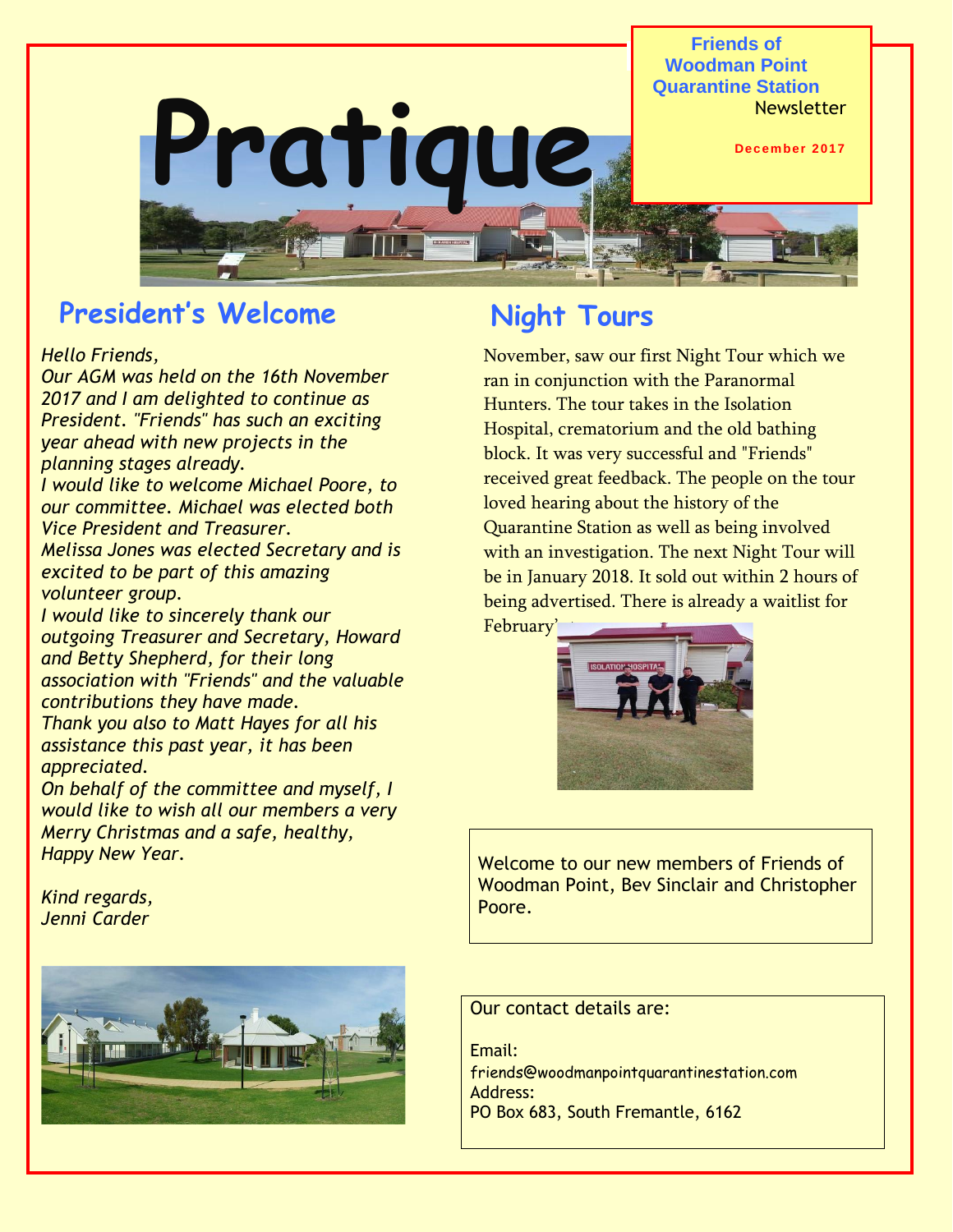# Pratique

**Friends of Woodman Point Quarantine Station**
Newsletter

December 2017

## President's Welcome

*Hello Friends,*
*Our AGM was held on the 16th November 2017 and I am delighted to continue as President. "Friends" has such an exciting year ahead with new projects in the planning stages already.*
*I would like to welcome Michael Poore, to our committee. Michael was elected both Vice President and Treasurer.*
*Melissa Jones was elected Secretary and is excited to be part of this amazing volunteer group.*
*I would like to sincerely thank our outgoing Treasurer and Secretary, Howard and Betty Shepherd, for their long association with "Friends" and the valuable contributions they have made.*
*Thank you also to Matt Hayes for all his assistance this past year, it has been appreciated.*
*On behalf of the committee and myself, I would like to wish all our members a very Merry Christmas and a safe, healthy, Happy New Year.*

*Kind regards,*
*Jenni Carder*

## Night Tours

November, saw our first Night Tour which we ran in conjunction with the Paranormal Hunters. The tour takes in the Isolation Hospital, crematorium and the old bathing block. It was very successful and "Friends" received great feedback. The people on the tour loved hearing about the history of the Quarantine Station as well as being involved with an investigation. The next Night Tour will be in January 2018. It sold out within 2 hours of being advertised. There is already a waitlist for February's.

Welcome to our new members of Friends of Woodman Point, Bev Sinclair and Christopher Poore.

Our contact details are:

Email:
friends@woodmanpointquarantinestation.com
Address:
PO Box 683, South Fremantle, 6162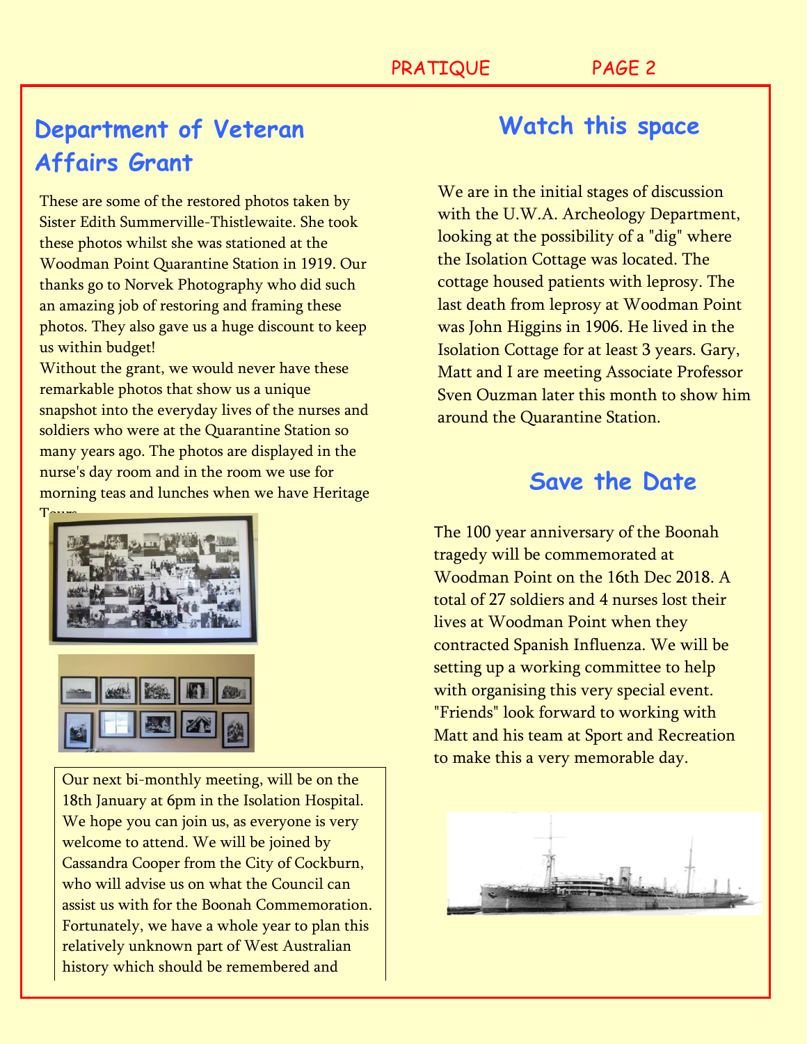## Department of Veteran Affairs Grant

These are some of the restored photos taken by Sister Edith Summerville-Thistlewaite. She took these photos whilst she was stationed at the Woodman Point Quarantine Station in 1919. Our thanks go to Norvek Photography who did such an amazing job of restoring and framing these photos. They also gave us a huge discount to keep us within budget!

Without the grant, we would never have these remarkable photos that show us a unique snapshot into the everyday lives of the nurses and soldiers who were at the Quarantine Station so many years ago. The photos are displayed in the nurse's day room and in the room we use for morning teas and lunches when we have Heritage Tours.

Our next bi-monthly meeting, will be on the 18th January at 6pm in the Isolation Hospital. We hope you can join us, as everyone is very welcome to attend. We will be joined by Cassandra Cooper from the City of Cockburn, who will advise us on what the Council can assist us with for the Boonah Commemoration. Fortunately, we have a whole year to plan this relatively unknown part of West Australian history which should be remembered and

## Watch this space

We are in the initial stages of discussion with the U.W.A. Archeology Department, looking at the possibility of a "dig" where the Isolation Cottage was located. The cottage housed patients with leprosy. The last death from leprosy at Woodman Point was John Higgins in 1906. He lived in the Isolation Cottage for at least 3 years. Gary, Matt and I are meeting Associate Professor Sven Ouzman later this month to show him around the Quarantine Station.

## Save the Date

The 100 year anniversary of the Boonah tragedy will be commemorated at Woodman Point on the 16th Dec 2018. A total of 27 soldiers and 4 nurses lost their lives at Woodman Point when they contracted Spanish Influenza. We will be setting up a working committee to help with organising this very special event. "Friends" look forward to working with Matt and his team at Sport and Recreation to make this a very memorable day.